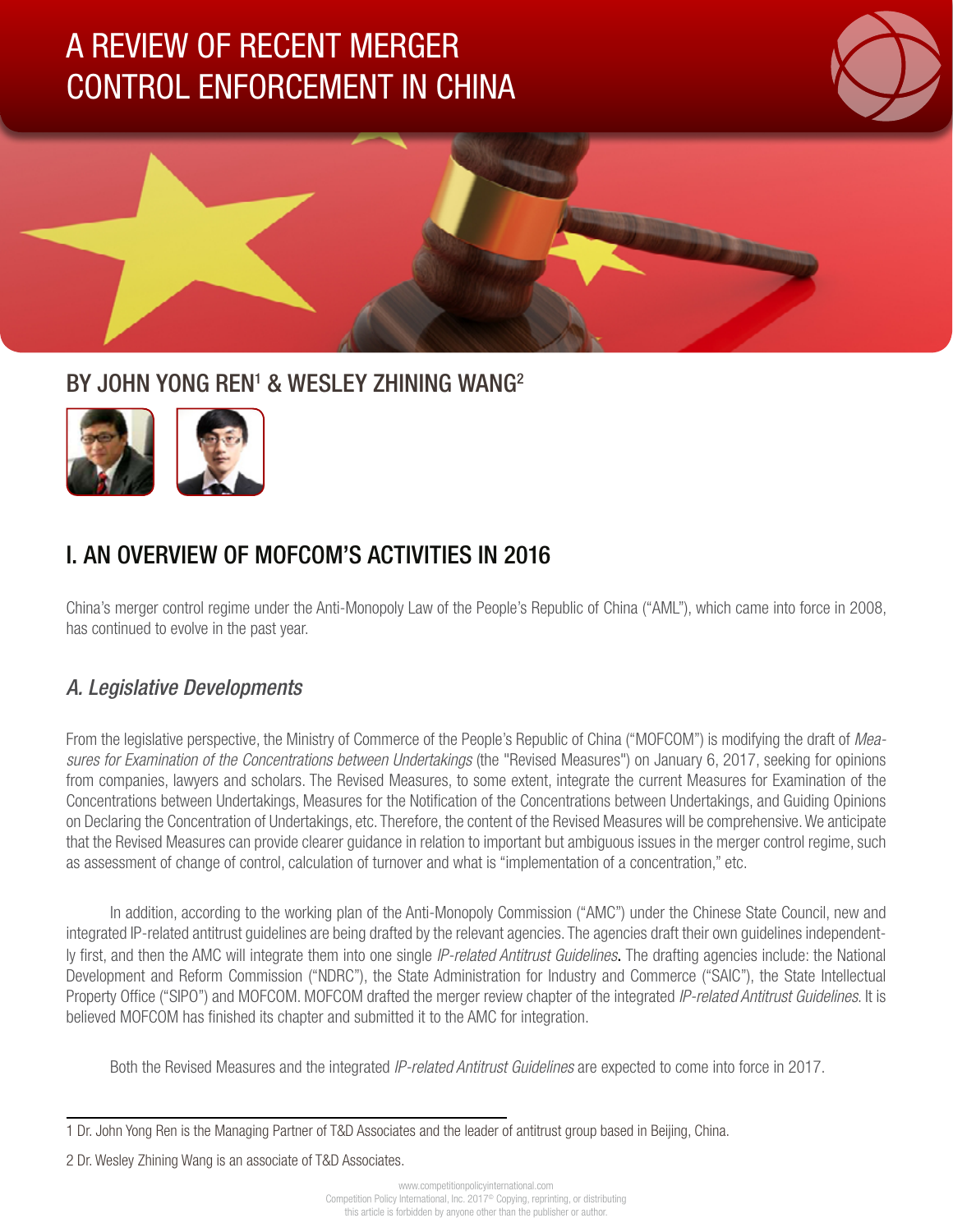# A REVIEW OF RECENT MERGER CONTROL ENFORCEMENT IN CHINA

BY JOHN YONG REN[1] & WESLEY ZHINING WANG[2]

## I. AN OVERVIEW OF MOFCOM'S ACTIVITIES IN 2016

China's merger control regime under the Anti-Monopoly Law of the People's Republic of China ("AML"), which came into force in 2008, has continued to evolve in the past year.

### *A. Legislative Developments*

From the legislative perspective, the Ministry of Commerce of the People's Republic of China ("MOFCOM") is modifying the draft of *Measures for Examination of the Concentrations between Undertakings* (the "Revised Measures") on January 6, 2017, seeking for opinions from companies, lawyers and scholars. The Revised Measures, to some extent, integrate the current Measures for Examination of the Concentrations between Undertakings, Measures for the Notification of the Concentrations between Undertakings, and Guiding Opinions on Declaring the Concentration of Undertakings, etc. Therefore, the content of the Revised Measures will be comprehensive. We anticipate that the Revised Measures can provide clearer guidance in relation to important but ambiguous issues in the merger control regime, such as assessment of change of control, calculation of turnover and what is "implementation of a concentration," etc.

In addition, according to the working plan of the Anti-Monopoly Commission ("AMC") under the Chinese State Council, new and integrated IP-related antitrust guidelines are being drafted by the relevant agencies. The agencies draft their own guidelines independently first, and then the AMC will integrate them into one single *IP-related Antitrust Guidelines*. The drafting agencies include: the National Development and Reform Commission ("NDRC"), the State Administration for Industry and Commerce ("SAIC"), the State Intellectual Property Office ("SIPO") and MOFCOM. MOFCOM drafted the merger review chapter of the integrated *IP-related Antitrust Guidelines*. It is believed MOFCOM has finished its chapter and submitted it to the AMC for integration.

Both the Revised Measures and the integrated *IP-related Antitrust Guidelines* are expected to come into force in 2017.

---

1 Dr. John Yong Ren is the Managing Partner of T&D Associates and the leader of antitrust group based in Beijing, China.

2 Dr. Wesley Zhining Wang is an associate of T&D Associates.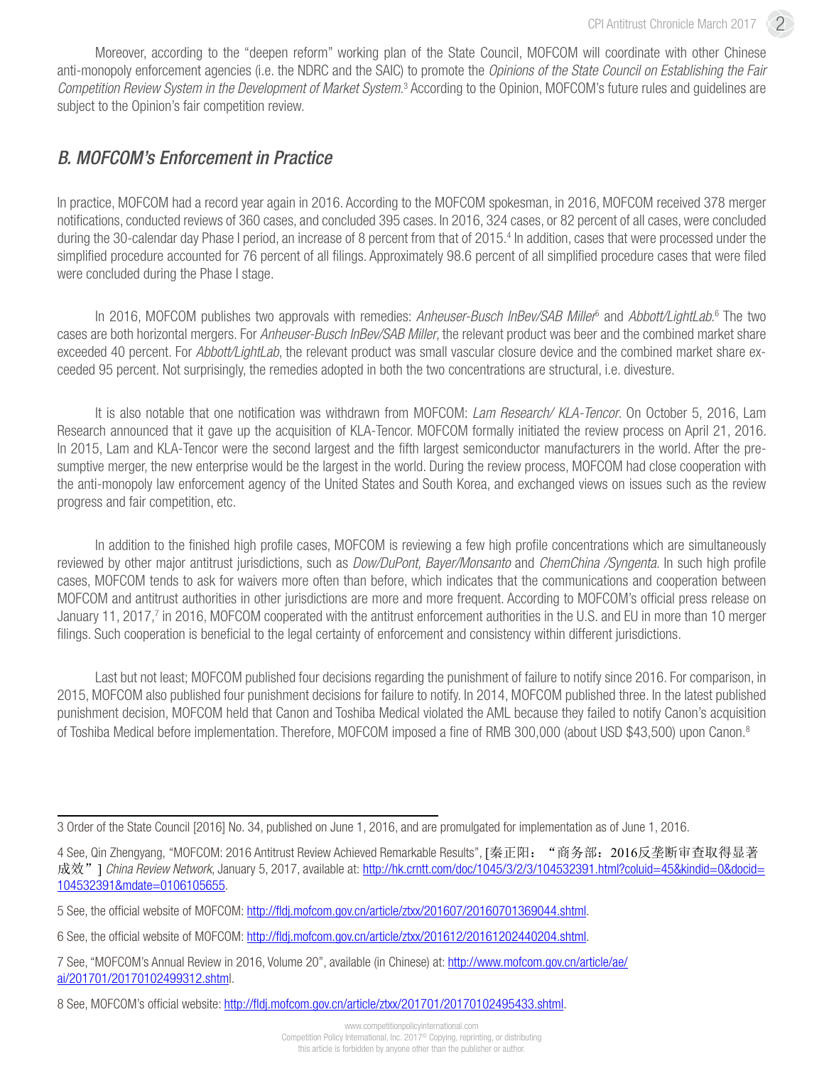Moreover, according to the "deepen reform" working plan of the State Council, MOFCOM will coordinate with other Chinese anti-monopoly enforcement agencies (i.e. the NDRC and the SAIC) to promote the *Opinions of the State Council on Establishing the Fair Competition Review System in the Development of Market System*.[3] According to the Opinion, MOFCOM's future rules and guidelines are subject to the Opinion's fair competition review.

## *B. MOFCOM's Enforcement in Practice*

In practice, MOFCOM had a record year again in 2016. According to the MOFCOM spokesman, in 2016, MOFCOM received 378 merger notifications, conducted reviews of 360 cases, and concluded 395 cases. In 2016, 324 cases, or 82 percent of all cases, were concluded during the 30-calendar day Phase I period, an increase of 8 percent from that of 2015.[4] In addition, cases that were processed under the simplified procedure accounted for 76 percent of all filings. Approximately 98.6 percent of all simplified procedure cases that were filed were concluded during the Phase I stage.

In 2016, MOFCOM publishes two approvals with remedies: *Anheuser-Busch InBev/SAB Miller*[5] and *Abbott/LightLab*.[6] The two cases are both horizontal mergers. For *Anheuser-Busch InBev/SAB Miller*, the relevant product was beer and the combined market share exceeded 40 percent. For *Abbott/LightLab*, the relevant product was small vascular closure device and the combined market share exceeded 95 percent. Not surprisingly, the remedies adopted in both the two concentrations are structural, i.e. divesture.

It is also notable that one notification was withdrawn from MOFCOM: *Lam Research/ KLA-Tencor*. On October 5, 2016, Lam Research announced that it gave up the acquisition of KLA-Tencor. MOFCOM formally initiated the review process on April 21, 2016. In 2015, Lam and KLA-Tencor were the second largest and the fifth largest semiconductor manufacturers in the world. After the presumptive merger, the new enterprise would be the largest in the world. During the review process, MOFCOM had close cooperation with the anti-monopoly law enforcement agency of the United States and South Korea, and exchanged views on issues such as the review progress and fair competition, etc.

In addition to the finished high profile cases, MOFCOM is reviewing a few high profile concentrations which are simultaneously reviewed by other major antitrust jurisdictions, such as *Dow/DuPont, Bayer/Monsanto* and *ChemChina /Syngenta*. In such high profile cases, MOFCOM tends to ask for waivers more often than before, which indicates that the communications and cooperation between MOFCOM and antitrust authorities in other jurisdictions are more and more frequent. According to MOFCOM's official press release on January 11, 2017,[7] in 2016, MOFCOM cooperated with the antitrust enforcement authorities in the U.S. and EU in more than 10 merger filings. Such cooperation is beneficial to the legal certainty of enforcement and consistency within different jurisdictions.

Last but not least; MOFCOM published four decisions regarding the punishment of failure to notify since 2016. For comparison, in 2015, MOFCOM also published four punishment decisions for failure to notify. In 2014, MOFCOM published three. In the latest published punishment decision, MOFCOM held that Canon and Toshiba Medical violated the AML because they failed to notify Canon's acquisition of Toshiba Medical before implementation. Therefore, MOFCOM imposed a fine of RMB 300,000 (about USD $43,500) upon Canon.[8]

---

3 Order of the State Council [2016] No. 34, published on June 1, 2016, and are promulgated for implementation as of June 1, 2016.

4 See, Qin Zhengyang, "MOFCOM: 2016 Antitrust Review Achieved Remarkable Results", [秦正阳："商务部：2016反垄断审查取得显著成效"] *China Review Network*, January 5, 2017, available at: http://hk.crntt.com/doc/1045/3/2/3/104532391.html?coluid=45&kindid=0&docid=104532391&mdate=0106105655.

5 See, the official website of MOFCOM: http://fldj.mofcom.gov.cn/article/ztxx/201607/20160701369044.shtml.

6 See, the official website of MOFCOM: http://fldj.mofcom.gov.cn/article/ztxx/201612/20161202440204.shtml.

7 See, "MOFCOM's Annual Review in 2016, Volume 20", available (in Chinese) at: http://www.mofcom.gov.cn/article/ae/ai/201701/20170102499312.shtml.

8 See, MOFCOM's official website: http://fldj.mofcom.gov.cn/article/ztxx/201701/20170102495433.shtml.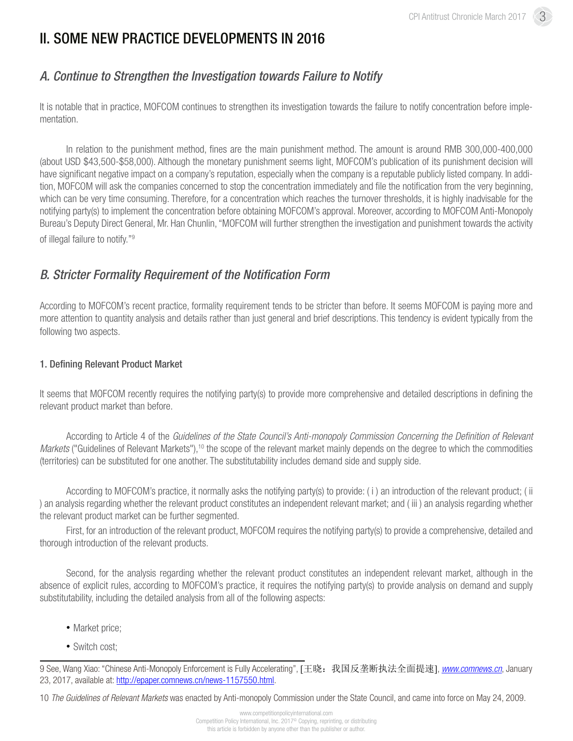## II. SOME NEW PRACTICE DEVELOPMENTS IN 2016

### *A. Continue to Strengthen the Investigation towards Failure to Notify*

It is notable that in practice, MOFCOM continues to strengthen its investigation towards the failure to notify concentration before implementation.

In relation to the punishment method, fines are the main punishment method. The amount is around RMB 300,000-400,000 (about USD $43,500-$58,000). Although the monetary punishment seems light, MOFCOM's publication of its punishment decision will have significant negative impact on a company's reputation, especially when the company is a reputable publicly listed company. In addition, MOFCOM will ask the companies concerned to stop the concentration immediately and file the notification from the very beginning, which can be very time consuming. Therefore, for a concentration which reaches the turnover thresholds, it is highly inadvisable for the notifying party(s) to implement the concentration before obtaining MOFCOM's approval. Moreover, according to MOFCOM Anti-Monopoly Bureau's Deputy Direct General, Mr. Han Chunlin, "MOFCOM will further strengthen the investigation and punishment towards the activity of illegal failure to notify."[9]

### *B. Stricter Formality Requirement of the Notification Form*

According to MOFCOM's recent practice, formality requirement tends to be stricter than before. It seems MOFCOM is paying more and more attention to quantity analysis and details rather than just general and brief descriptions. This tendency is evident typically from the following two aspects.

#### 1. Defining Relevant Product Market

It seems that MOFCOM recently requires the notifying party(s) to provide more comprehensive and detailed descriptions in defining the relevant product market than before.

According to Article 4 of the *Guidelines of the State Council's Anti-monopoly Commission Concerning the Definition of Relevant Markets* ("Guidelines of Relevant Markets"),[10] the scope of the relevant market mainly depends on the degree to which the commodities (territories) can be substituted for one another. The substitutability includes demand side and supply side.

According to MOFCOM's practice, it normally asks the notifying party(s) to provide: ( i ) an introduction of the relevant product; ( ii ) an analysis regarding whether the relevant product constitutes an independent relevant market; and ( iii ) an analysis regarding whether the relevant product market can be further segmented.

First, for an introduction of the relevant product, MOFCOM requires the notifying party(s) to provide a comprehensive, detailed and thorough introduction of the relevant products.

Second, for the analysis regarding whether the relevant product constitutes an independent relevant market, although in the absence of explicit rules, according to MOFCOM's practice, it requires the notifying party(s) to provide analysis on demand and supply substitutability, including the detailed analysis from all of the following aspects:

- Market price;
- Switch cost;

---

9 See, Wang Xiao: "Chinese Anti-Monopoly Enforcement is Fully Accelerating", [王晓：我国反垄断执法全面提速], *www.comnews.cn*, January 23, 2017, available at: http://epaper.comnews.cn/news-1157550.html.

10 *The Guidelines of Relevant Markets* was enacted by Anti-monopoly Commission under the State Council, and came into force on May 24, 2009.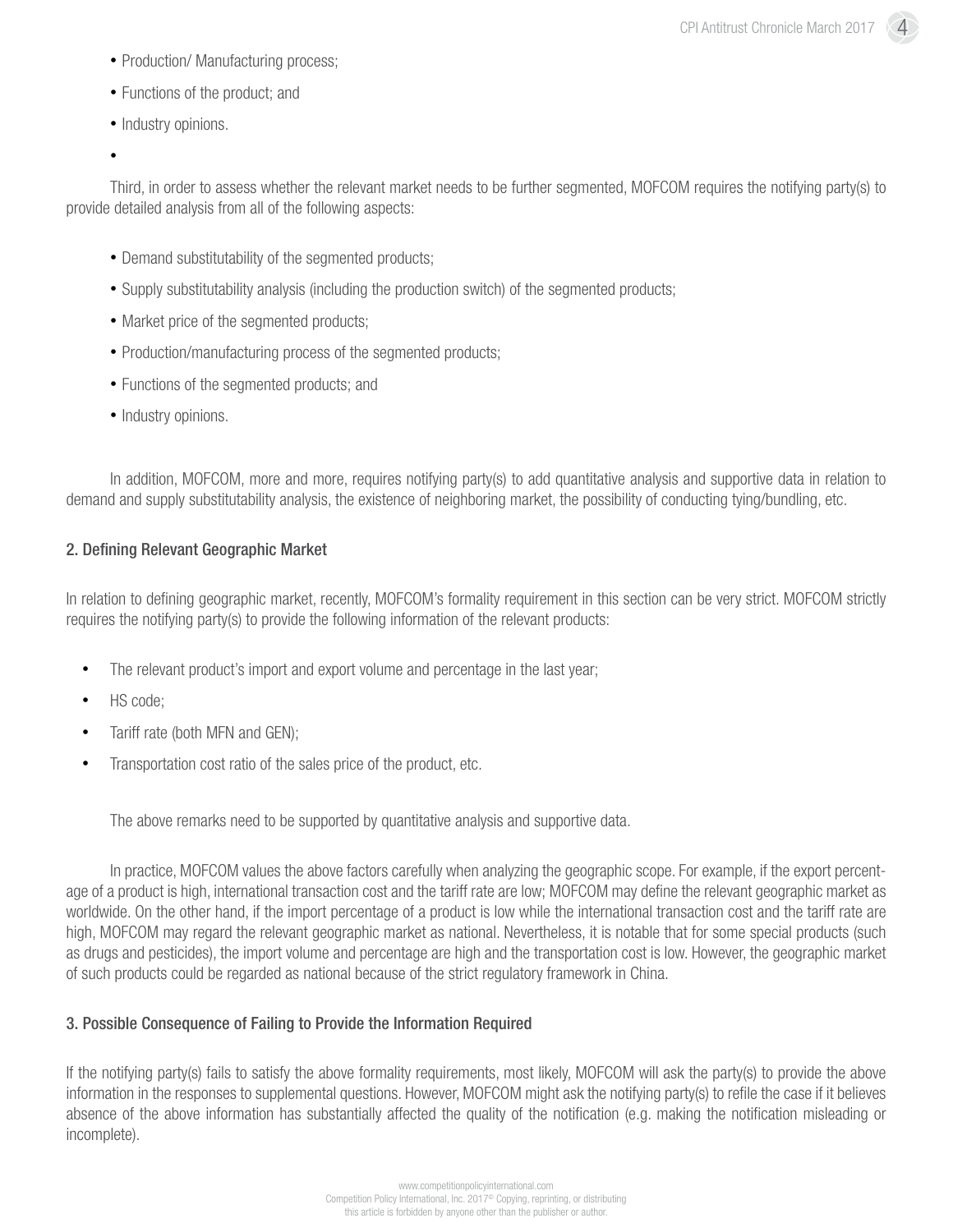- Production/ Manufacturing process;
- Functions of the product; and
- Industry opinions.

Third, in order to assess whether the relevant market needs to be further segmented, MOFCOM requires the notifying party(s) to provide detailed analysis from all of the following aspects:

- Demand substitutability of the segmented products;
- Supply substitutability analysis (including the production switch) of the segmented products;
- Market price of the segmented products;
- Production/manufacturing process of the segmented products;
- Functions of the segmented products; and
- Industry opinions.

In addition, MOFCOM, more and more, requires notifying party(s) to add quantitative analysis and supportive data in relation to demand and supply substitutability analysis, the existence of neighboring market, the possibility of conducting tying/bundling, etc.

### 2. Defining Relevant Geographic Market

In relation to defining geographic market, recently, MOFCOM's formality requirement in this section can be very strict. MOFCOM strictly requires the notifying party(s) to provide the following information of the relevant products:

- The relevant product's import and export volume and percentage in the last year;
- HS code;
- Tariff rate (both MFN and GEN);
- Transportation cost ratio of the sales price of the product, etc.

The above remarks need to be supported by quantitative analysis and supportive data.

In practice, MOFCOM values the above factors carefully when analyzing the geographic scope. For example, if the export percentage of a product is high, international transaction cost and the tariff rate are low; MOFCOM may define the relevant geographic market as worldwide. On the other hand, if the import percentage of a product is low while the international transaction cost and the tariff rate are high, MOFCOM may regard the relevant geographic market as national. Nevertheless, it is notable that for some special products (such as drugs and pesticides), the import volume and percentage are high and the transportation cost is low. However, the geographic market of such products could be regarded as national because of the strict regulatory framework in China.

### 3. Possible Consequence of Failing to Provide the Information Required

If the notifying party(s) fails to satisfy the above formality requirements, most likely, MOFCOM will ask the party(s) to provide the above information in the responses to supplemental questions. However, MOFCOM might ask the notifying party(s) to refile the case if it believes absence of the above information has substantially affected the quality of the notification (e.g. making the notification misleading or incomplete).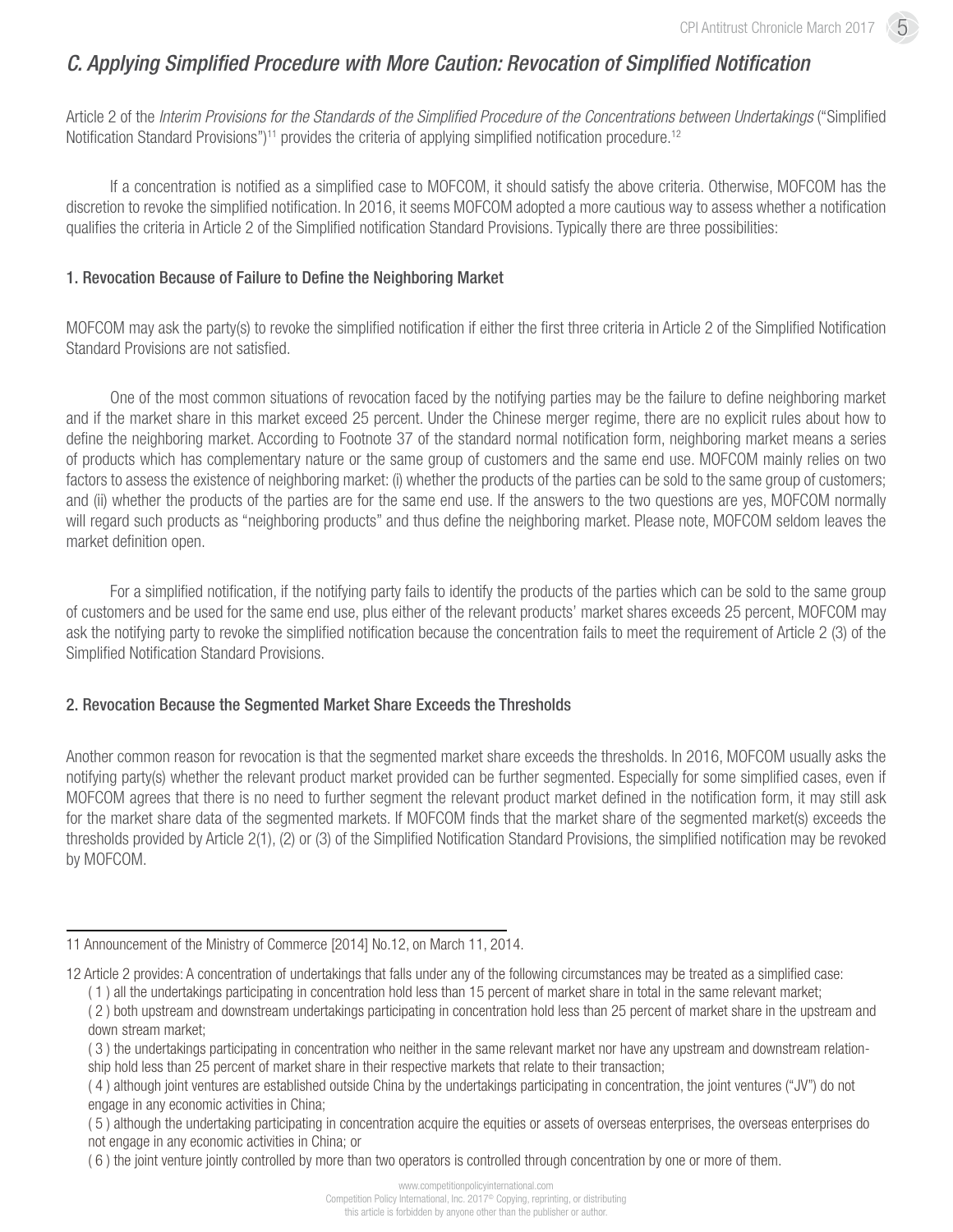### *C. Applying Simplified Procedure with More Caution: Revocation of Simplified Notification*

Article 2 of the *Interim Provisions for the Standards of the Simplified Procedure of the Concentrations between Undertakings* ("Simplified Notification Standard Provisions")[11] provides the criteria of applying simplified notification procedure.[12]

If a concentration is notified as a simplified case to MOFCOM, it should satisfy the above criteria. Otherwise, MOFCOM has the discretion to revoke the simplified notification. In 2016, it seems MOFCOM adopted a more cautious way to assess whether a notification qualifies the criteria in Article 2 of the Simplified notification Standard Provisions. Typically there are three possibilities:

#### 1. Revocation Because of Failure to Define the Neighboring Market

MOFCOM may ask the party(s) to revoke the simplified notification if either the first three criteria in Article 2 of the Simplified Notification Standard Provisions are not satisfied.

One of the most common situations of revocation faced by the notifying parties may be the failure to define neighboring market and if the market share in this market exceed 25 percent. Under the Chinese merger regime, there are no explicit rules about how to define the neighboring market. According to Footnote 37 of the standard normal notification form, neighboring market means a series of products which has complementary nature or the same group of customers and the same end use. MOFCOM mainly relies on two factors to assess the existence of neighboring market: (i) whether the products of the parties can be sold to the same group of customers; and (ii) whether the products of the parties are for the same end use. If the answers to the two questions are yes, MOFCOM normally will regard such products as "neighboring products" and thus define the neighboring market. Please note, MOFCOM seldom leaves the market definition open.

For a simplified notification, if the notifying party fails to identify the products of the parties which can be sold to the same group of customers and be used for the same end use, plus either of the relevant products' market shares exceeds 25 percent, MOFCOM may ask the notifying party to revoke the simplified notification because the concentration fails to meet the requirement of Article 2 (3) of the Simplified Notification Standard Provisions.

#### 2. Revocation Because the Segmented Market Share Exceeds the Thresholds

Another common reason for revocation is that the segmented market share exceeds the thresholds. In 2016, MOFCOM usually asks the notifying party(s) whether the relevant product market provided can be further segmented. Especially for some simplified cases, even if MOFCOM agrees that there is no need to further segment the relevant product market defined in the notification form, it may still ask for the market share data of the segmented markets. If MOFCOM finds that the market share of the segmented market(s) exceeds the thresholds provided by Article 2(1), (2) or (3) of the Simplified Notification Standard Provisions, the simplified notification may be revoked by MOFCOM.

---

11 Announcement of the Ministry of Commerce [2014] No.12, on March 11, 2014.

12 Article 2 provides: A concentration of undertakings that falls under any of the following circumstances may be treated as a simplified case:

( 1 ) all the undertakings participating in concentration hold less than 15 percent of market share in total in the same relevant market;

( 2 ) both upstream and downstream undertakings participating in concentration hold less than 25 percent of market share in the upstream and down stream market;

( 3 ) the undertakings participating in concentration who neither in the same relevant market nor have any upstream and downstream relationship hold less than 25 percent of market share in their respective markets that relate to their transaction;

( 4 ) although joint ventures are established outside China by the undertakings participating in concentration, the joint ventures ("JV") do not engage in any economic activities in China;

( 5 ) although the undertaking participating in concentration acquire the equities or assets of overseas enterprises, the overseas enterprises do not engage in any economic activities in China; or

( 6 ) the joint venture jointly controlled by more than two operators is controlled through concentration by one or more of them.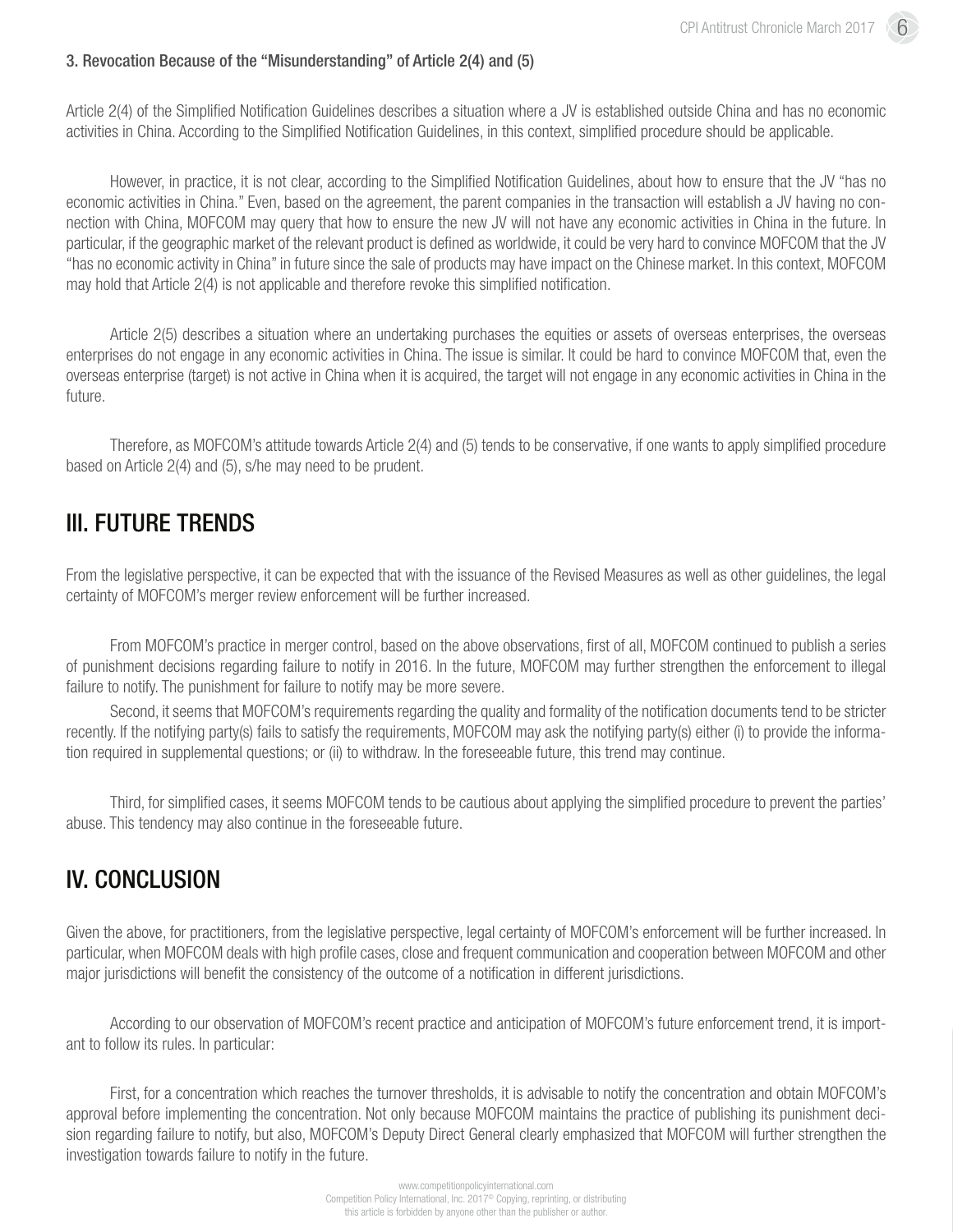### 3. Revocation Because of the "Misunderstanding" of Article 2(4) and (5)

Article 2(4) of the Simplified Notification Guidelines describes a situation where a JV is established outside China and has no economic activities in China. According to the Simplified Notification Guidelines, in this context, simplified procedure should be applicable.

However, in practice, it is not clear, according to the Simplified Notification Guidelines, about how to ensure that the JV "has no economic activities in China." Even, based on the agreement, the parent companies in the transaction will establish a JV having no connection with China, MOFCOM may query that how to ensure the new JV will not have any economic activities in China in the future. In particular, if the geographic market of the relevant product is defined as worldwide, it could be very hard to convince MOFCOM that the JV "has no economic activity in China" in future since the sale of products may have impact on the Chinese market. In this context, MOFCOM may hold that Article 2(4) is not applicable and therefore revoke this simplified notification.

Article 2(5) describes a situation where an undertaking purchases the equities or assets of overseas enterprises, the overseas enterprises do not engage in any economic activities in China. The issue is similar. It could be hard to convince MOFCOM that, even the overseas enterprise (target) is not active in China when it is acquired, the target will not engage in any economic activities in China in the future.

Therefore, as MOFCOM's attitude towards Article 2(4) and (5) tends to be conservative, if one wants to apply simplified procedure based on Article 2(4) and (5), s/he may need to be prudent.

## III. FUTURE TRENDS

From the legislative perspective, it can be expected that with the issuance of the Revised Measures as well as other guidelines, the legal certainty of MOFCOM's merger review enforcement will be further increased.

From MOFCOM's practice in merger control, based on the above observations, first of all, MOFCOM continued to publish a series of punishment decisions regarding failure to notify in 2016. In the future, MOFCOM may further strengthen the enforcement to illegal failure to notify. The punishment for failure to notify may be more severe.

Second, it seems that MOFCOM's requirements regarding the quality and formality of the notification documents tend to be stricter recently. If the notifying party(s) fails to satisfy the requirements, MOFCOM may ask the notifying party(s) either (i) to provide the information required in supplemental questions; or (ii) to withdraw. In the foreseeable future, this trend may continue.

Third, for simplified cases, it seems MOFCOM tends to be cautious about applying the simplified procedure to prevent the parties' abuse. This tendency may also continue in the foreseeable future.

## IV. CONCLUSION

Given the above, for practitioners, from the legislative perspective, legal certainty of MOFCOM's enforcement will be further increased. In particular, when MOFCOM deals with high profile cases, close and frequent communication and cooperation between MOFCOM and other major jurisdictions will benefit the consistency of the outcome of a notification in different jurisdictions.

According to our observation of MOFCOM's recent practice and anticipation of MOFCOM's future enforcement trend, it is important to follow its rules. In particular:

First, for a concentration which reaches the turnover thresholds, it is advisable to notify the concentration and obtain MOFCOM's approval before implementing the concentration. Not only because MOFCOM maintains the practice of publishing its punishment decision regarding failure to notify, but also, MOFCOM's Deputy Direct General clearly emphasized that MOFCOM will further strengthen the investigation towards failure to notify in the future.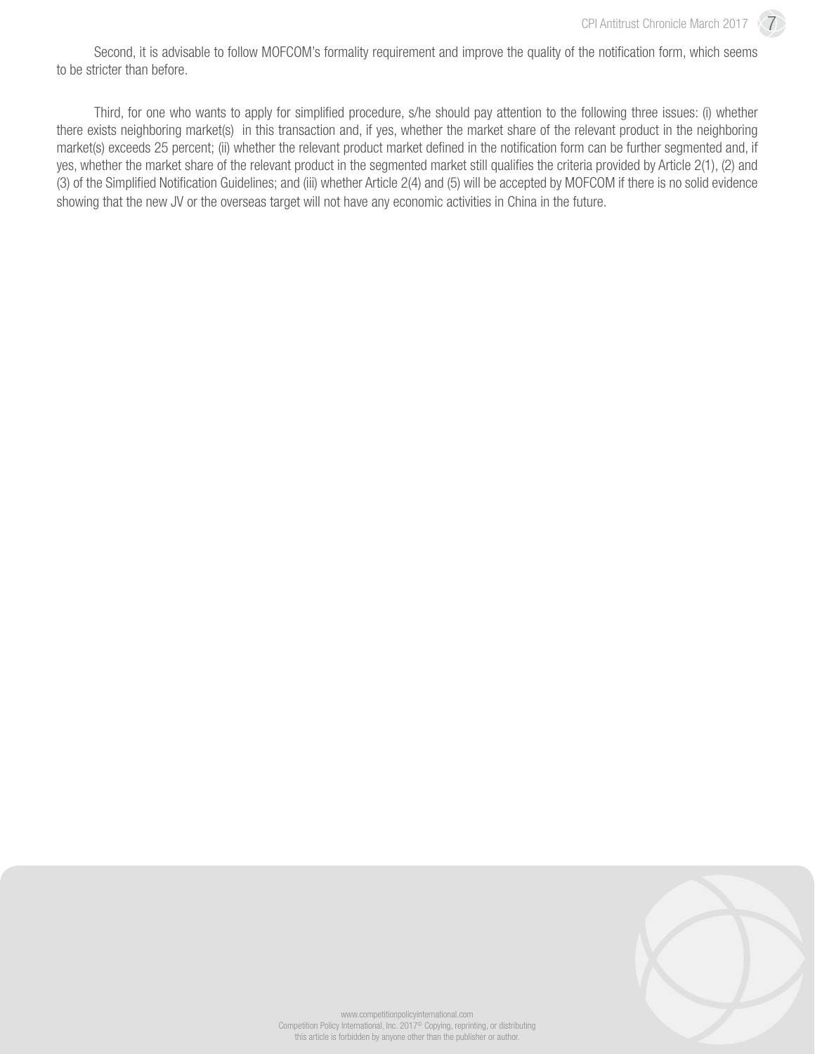Second, it is advisable to follow MOFCOM's formality requirement and improve the quality of the notification form, which seems to be stricter than before.

Third, for one who wants to apply for simplified procedure, s/he should pay attention to the following three issues: (i) whether there exists neighboring market(s) in this transaction and, if yes, whether the market share of the relevant product in the neighboring market(s) exceeds 25 percent; (ii) whether the relevant product market defined in the notification form can be further segmented and, if yes, whether the market share of the relevant product in the segmented market still qualifies the criteria provided by Article 2(1), (2) and (3) of the Simplified Notification Guidelines; and (iii) whether Article 2(4) and (5) will be accepted by MOFCOM if there is no solid evidence showing that the new JV or the overseas target will not have any economic activities in China in the future.